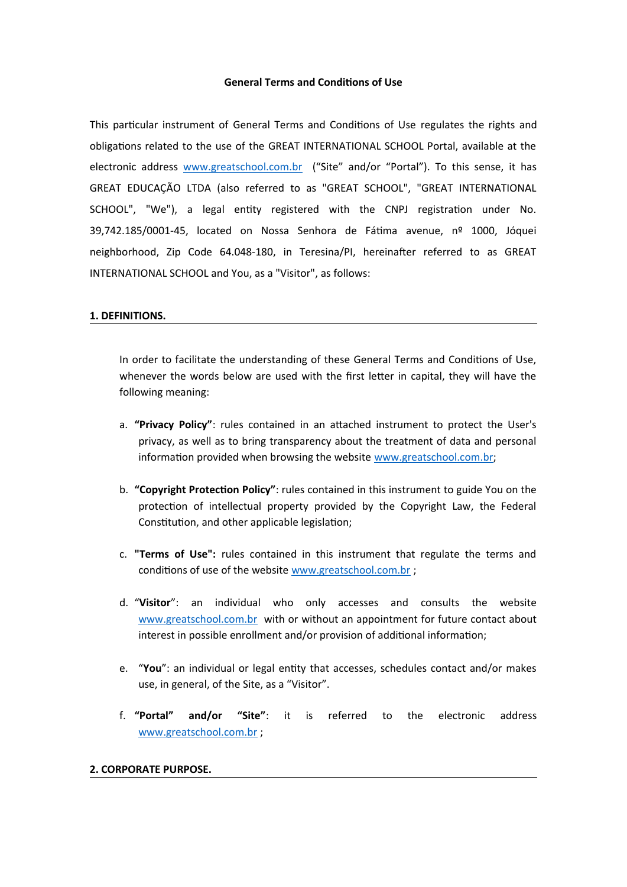# General Terms and Conditions of Use

This particular instrument of General Terms and Conditions of Use regulates the rights and obligations related to the use of the GREAT INTERNATIONAL SCHOOL Portal, available at the electronic address www.greatschool.com.br ("Site" and/or "Portal"). To this sense, it has GREAT EDUCAÇÃO LTDA (also referred to as "GREAT SCHOOL", "GREAT INTERNATIONAL SCHOOL", "We"), a legal entity registered with the CNPJ registration under No. 39,742.185/0001-45, located on Nossa Senhora de Fátima avenue, nº 1000, Jóquei neighborhood, Zip Code 64.048-180, in Teresina/PI, hereinafter referred to as GREAT INTERNATIONAL SCHOOL and You, as a "Visitor", as follows:

## 1. DEFINITIONS.

In order to facilitate the understanding of these General Terms and Conditions of Use, whenever the words below are used with the first letter in capital, they will have the following meaning:

a. **"Privacy Policy"**: rules contained in an attached instrument to protect the User's privacy, as well as to bring transparency about the treatment of data and personal information provided when browsing the website www.greatschool.com.br;

b. **"Copyright Protection Policy"**: rules contained in this instrument to guide You on the protection of intellectual property provided by the Copyright Law, the Federal Constitution, and other applicable legislation;

c. **"Terms of Use":** rules contained in this instrument that regulate the terms and conditions of use of the website www.greatschool.com.br ;

d. "**Visitor**": an individual who only accesses and consults the website www.greatschool.com.br with or without an appointment for future contact about interest in possible enrollment and/or provision of additional information;

e. "**You**": an individual or legal entity that accesses, schedules contact and/or makes use, in general, of the Site, as a "Visitor".

f. **"Portal" and/or "Site"**: it is referred to the electronic address www.greatschool.com.br ;

## 2. CORPORATE PURPOSE.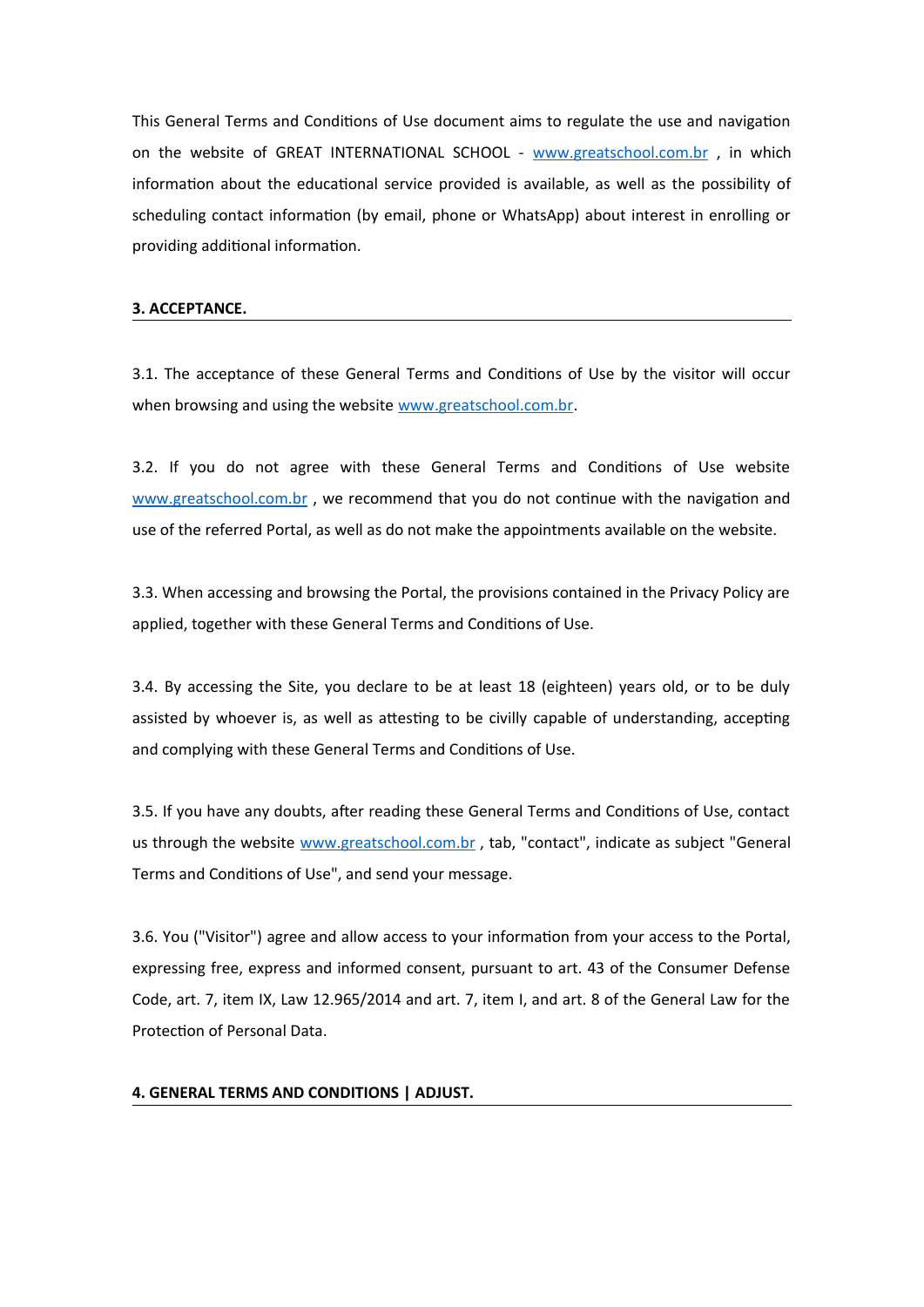This General Terms and Conditions of Use document aims to regulate the use and navigation on the website of GREAT INTERNATIONAL SCHOOL - [www.greatschool.com.br](http://www.greatschool.com.br) , in which information about the educational service provided is available, as well as the possibility of scheduling contact information (by email, phone or WhatsApp) about interest in enrolling or providing additional information.

## 3. ACCEPTANCE.

3.1. The acceptance of these General Terms and Conditions of Use by the visitor will occur when browsing and using the website [www.greatschool.com.br](http://www.greatschool.com.br).

3.2. If you do not agree with these General Terms and Conditions of Use website [www.greatschool.com.br](http://www.greatschool.com.br) , we recommend that you do not continue with the navigation and use of the referred Portal, as well as do not make the appointments available on the website.

3.3. When accessing and browsing the Portal, the provisions contained in the Privacy Policy are applied, together with these General Terms and Conditions of Use.

3.4. By accessing the Site, you declare to be at least 18 (eighteen) years old, or to be duly assisted by whoever is, as well as attesting to be civilly capable of understanding, accepting and complying with these General Terms and Conditions of Use.

3.5. If you have any doubts, after reading these General Terms and Conditions of Use, contact us through the website [www.greatschool.com.br](http://www.greatschool.com.br) , tab, "contact", indicate as subject "General Terms and Conditions of Use", and send your message.

3.6. You ("Visitor") agree and allow access to your information from your access to the Portal, expressing free, express and informed consent, pursuant to art. 43 of the Consumer Defense Code, art. 7, item IX, Law 12.965/2014 and art. 7, item I, and art. 8 of the General Law for the Protection of Personal Data.

## 4. GENERAL TERMS AND CONDITIONS | ADJUST.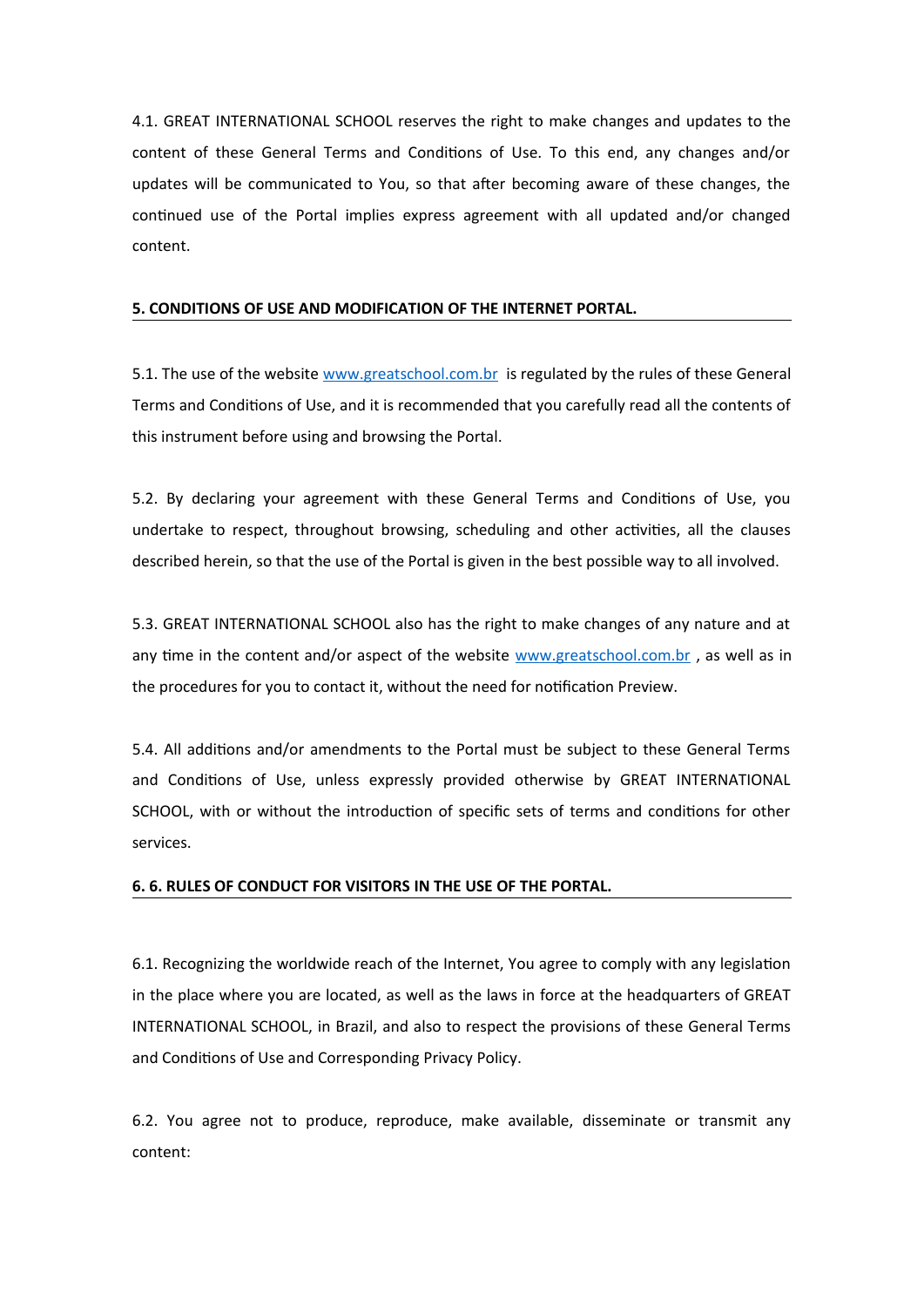4.1. GREAT INTERNATIONAL SCHOOL reserves the right to make changes and updates to the content of these General Terms and Conditions of Use. To this end, any changes and/or updates will be communicated to You, so that after becoming aware of these changes, the continued use of the Portal implies express agreement with all updated and/or changed content.

## 5. CONDITIONS OF USE AND MODIFICATION OF THE INTERNET PORTAL.

5.1. The use of the website [www.greatschool.com.br](http://www.greatschool.com.br) is regulated by the rules of these General Terms and Conditions of Use, and it is recommended that you carefully read all the contents of this instrument before using and browsing the Portal.

5.2. By declaring your agreement with these General Terms and Conditions of Use, you undertake to respect, throughout browsing, scheduling and other activities, all the clauses described herein, so that the use of the Portal is given in the best possible way to all involved.

5.3. GREAT INTERNATIONAL SCHOOL also has the right to make changes of any nature and at any time in the content and/or aspect of the website [www.greatschool.com.br](http://www.greatschool.com.br) , as well as in the procedures for you to contact it, without the need for notification Preview.

5.4. All additions and/or amendments to the Portal must be subject to these General Terms and Conditions of Use, unless expressly provided otherwise by GREAT INTERNATIONAL SCHOOL, with or without the introduction of specific sets of terms and conditions for other services.

## 6. 6. RULES OF CONDUCT FOR VISITORS IN THE USE OF THE PORTAL.

6.1. Recognizing the worldwide reach of the Internet, You agree to comply with any legislation in the place where you are located, as well as the laws in force at the headquarters of GREAT INTERNATIONAL SCHOOL, in Brazil, and also to respect the provisions of these General Terms and Conditions of Use and Corresponding Privacy Policy.

6.2. You agree not to produce, reproduce, make available, disseminate or transmit any content: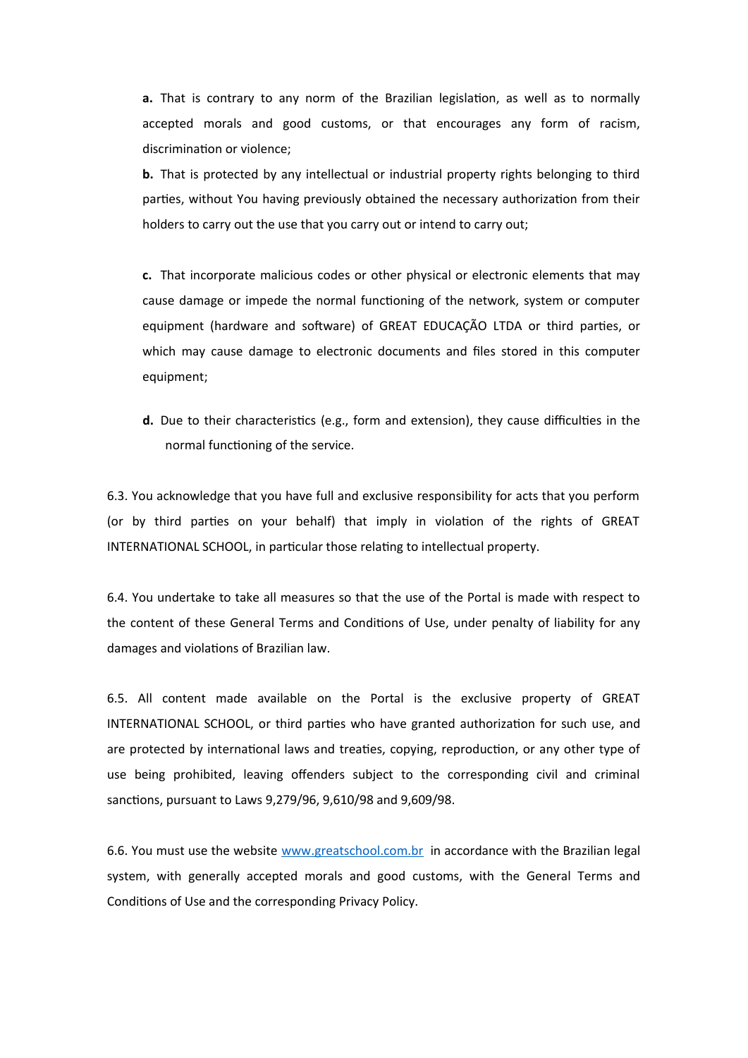**a.** That is contrary to any norm of the Brazilian legislation, as well as to normally accepted morals and good customs, or that encourages any form of racism, discrimination or violence;

**b.** That is protected by any intellectual or industrial property rights belonging to third parties, without You having previously obtained the necessary authorization from their holders to carry out the use that you carry out or intend to carry out;

**c.** That incorporate malicious codes or other physical or electronic elements that may cause damage or impede the normal functioning of the network, system or computer equipment (hardware and software) of GREAT EDUCAÇÃO LTDA or third parties, or which may cause damage to electronic documents and files stored in this computer equipment;

**d.** Due to their characteristics (e.g., form and extension), they cause difficulties in the normal functioning of the service.

6.3. You acknowledge that you have full and exclusive responsibility for acts that you perform (or by third parties on your behalf) that imply in violation of the rights of GREAT INTERNATIONAL SCHOOL, in particular those relating to intellectual property.

6.4. You undertake to take all measures so that the use of the Portal is made with respect to the content of these General Terms and Conditions of Use, under penalty of liability for any damages and violations of Brazilian law.

6.5. All content made available on the Portal is the exclusive property of GREAT INTERNATIONAL SCHOOL, or third parties who have granted authorization for such use, and are protected by international laws and treaties, copying, reproduction, or any other type of use being prohibited, leaving offenders subject to the corresponding civil and criminal sanctions, pursuant to Laws 9,279/96, 9,610/98 and 9,609/98.

6.6. You must use the website [www.greatschool.com.br](http://www.greatschool.com.br) in accordance with the Brazilian legal system, with generally accepted morals and good customs, with the General Terms and Conditions of Use and the corresponding Privacy Policy.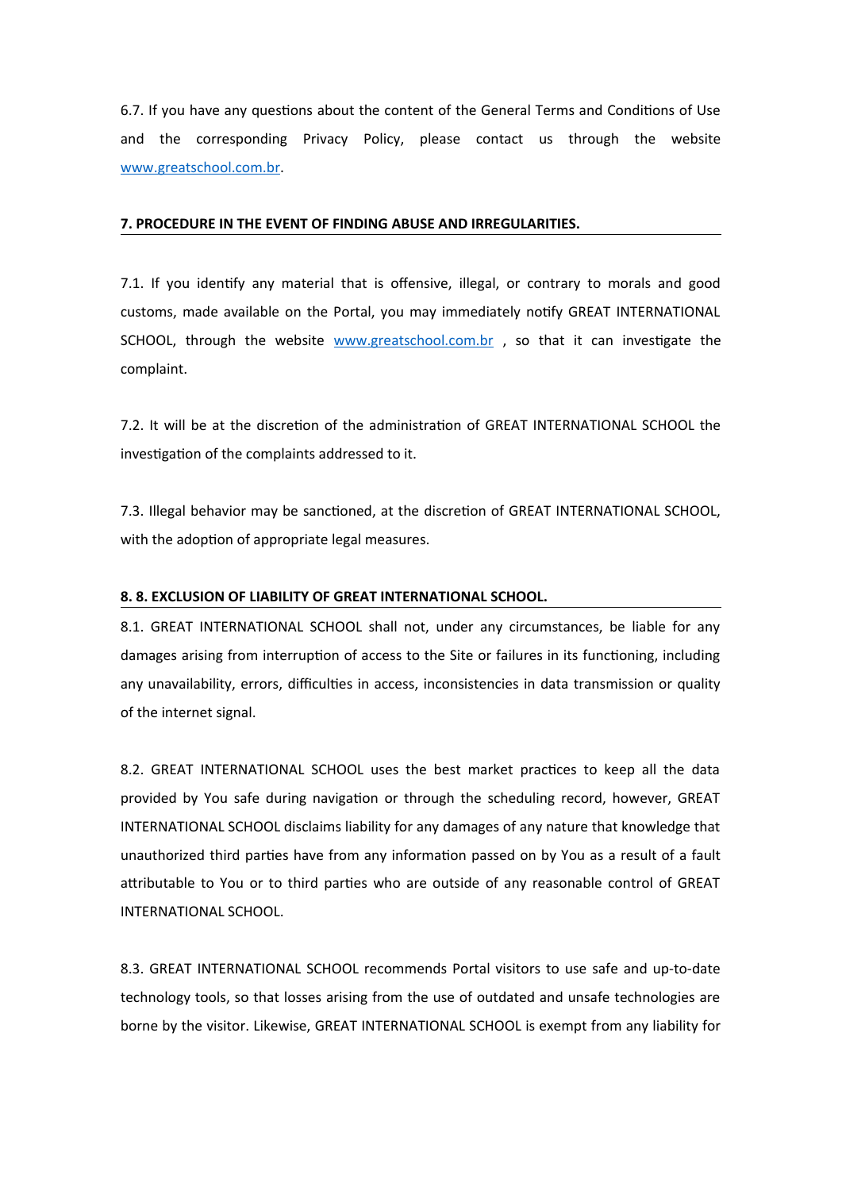6.7. If you have any questions about the content of the General Terms and Conditions of Use and the corresponding Privacy Policy, please contact us through the website [www.greatschool.com.br](www.greatschool.com.br).

## **7. PROCEDURE IN THE EVENT OF FINDING ABUSE AND IRREGULARITIES.**

7.1. If you identify any material that is offensive, illegal, or contrary to morals and good customs, made available on the Portal, you may immediately notify GREAT INTERNATIONAL SCHOOL, through the website [www.greatschool.com.br](www.greatschool.com.br) , so that it can investigate the complaint.

7.2. It will be at the discretion of the administration of GREAT INTERNATIONAL SCHOOL the investigation of the complaints addressed to it.

7.3. Illegal behavior may be sanctioned, at the discretion of GREAT INTERNATIONAL SCHOOL, with the adoption of appropriate legal measures.

## **8. 8. EXCLUSION OF LIABILITY OF GREAT INTERNATIONAL SCHOOL.**

8.1. GREAT INTERNATIONAL SCHOOL shall not, under any circumstances, be liable for any damages arising from interruption of access to the Site or failures in its functioning, including any unavailability, errors, difficulties in access, inconsistencies in data transmission or quality of the internet signal.

8.2. GREAT INTERNATIONAL SCHOOL uses the best market practices to keep all the data provided by You safe during navigation or through the scheduling record, however, GREAT INTERNATIONAL SCHOOL disclaims liability for any damages of any nature that knowledge that unauthorized third parties have from any information passed on by You as a result of a fault attributable to You or to third parties who are outside of any reasonable control of GREAT INTERNATIONAL SCHOOL.

8.3. GREAT INTERNATIONAL SCHOOL recommends Portal visitors to use safe and up-to-date technology tools, so that losses arising from the use of outdated and unsafe technologies are borne by the visitor. Likewise, GREAT INTERNATIONAL SCHOOL is exempt from any liability for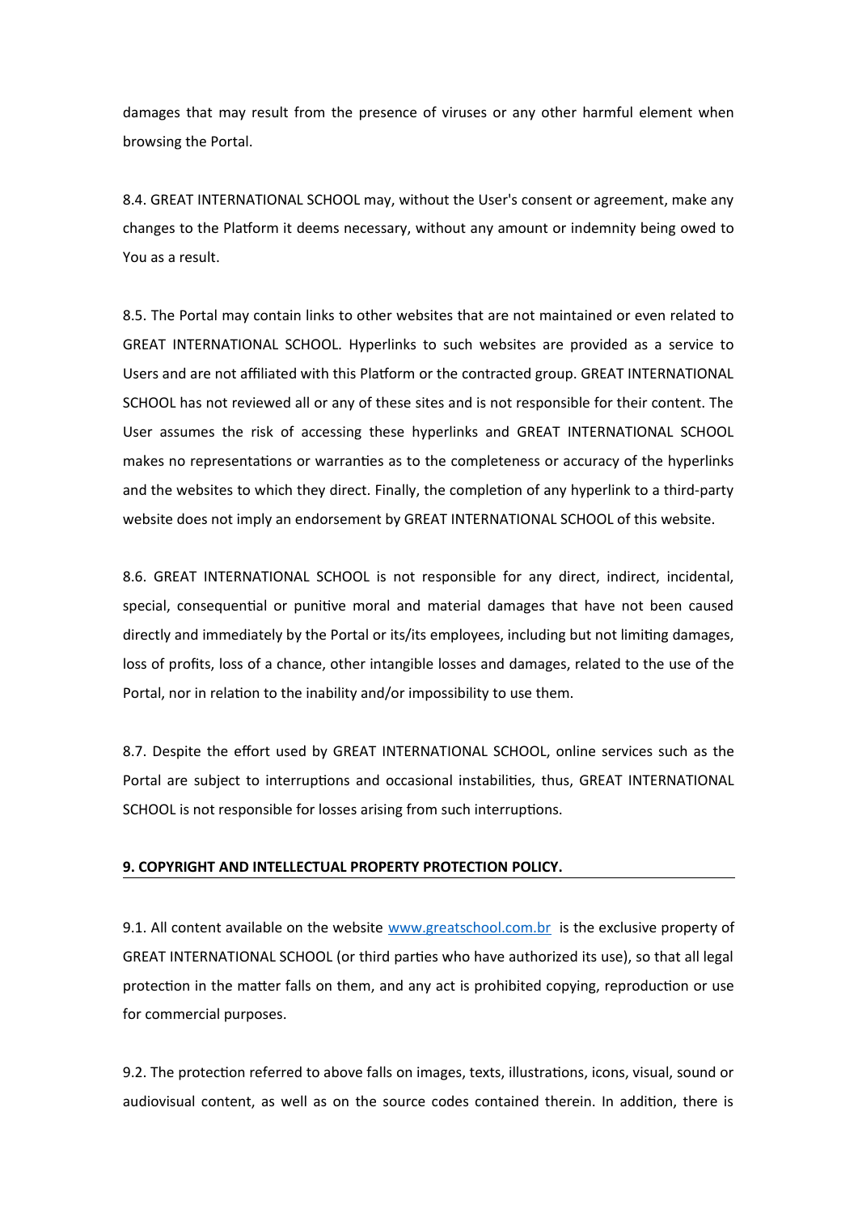damages that may result from the presence of viruses or any other harmful element when browsing the Portal.

8.4. GREAT INTERNATIONAL SCHOOL may, without the User's consent or agreement, make any changes to the Platform it deems necessary, without any amount or indemnity being owed to You as a result.

8.5. The Portal may contain links to other websites that are not maintained or even related to GREAT INTERNATIONAL SCHOOL. Hyperlinks to such websites are provided as a service to Users and are not affiliated with this Platform or the contracted group. GREAT INTERNATIONAL SCHOOL has not reviewed all or any of these sites and is not responsible for their content. The User assumes the risk of accessing these hyperlinks and GREAT INTERNATIONAL SCHOOL makes no representations or warranties as to the completeness or accuracy of the hyperlinks and the websites to which they direct. Finally, the completion of any hyperlink to a third-party website does not imply an endorsement by GREAT INTERNATIONAL SCHOOL of this website.

8.6. GREAT INTERNATIONAL SCHOOL is not responsible for any direct, indirect, incidental, special, consequential or punitive moral and material damages that have not been caused directly and immediately by the Portal or its/its employees, including but not limiting damages, loss of profits, loss of a chance, other intangible losses and damages, related to the use of the Portal, nor in relation to the inability and/or impossibility to use them.

8.7. Despite the effort used by GREAT INTERNATIONAL SCHOOL, online services such as the Portal are subject to interruptions and occasional instabilities, thus, GREAT INTERNATIONAL SCHOOL is not responsible for losses arising from such interruptions.

## 9. COPYRIGHT AND INTELLECTUAL PROPERTY PROTECTION POLICY.

9.1. All content available on the website [www.greatschool.com.br](http://www.greatschool.com.br) is the exclusive property of GREAT INTERNATIONAL SCHOOL (or third parties who have authorized its use), so that all legal protection in the matter falls on them, and any act is prohibited copying, reproduction or use for commercial purposes.

9.2. The protection referred to above falls on images, texts, illustrations, icons, visual, sound or audiovisual content, as well as on the source codes contained therein. In addition, there is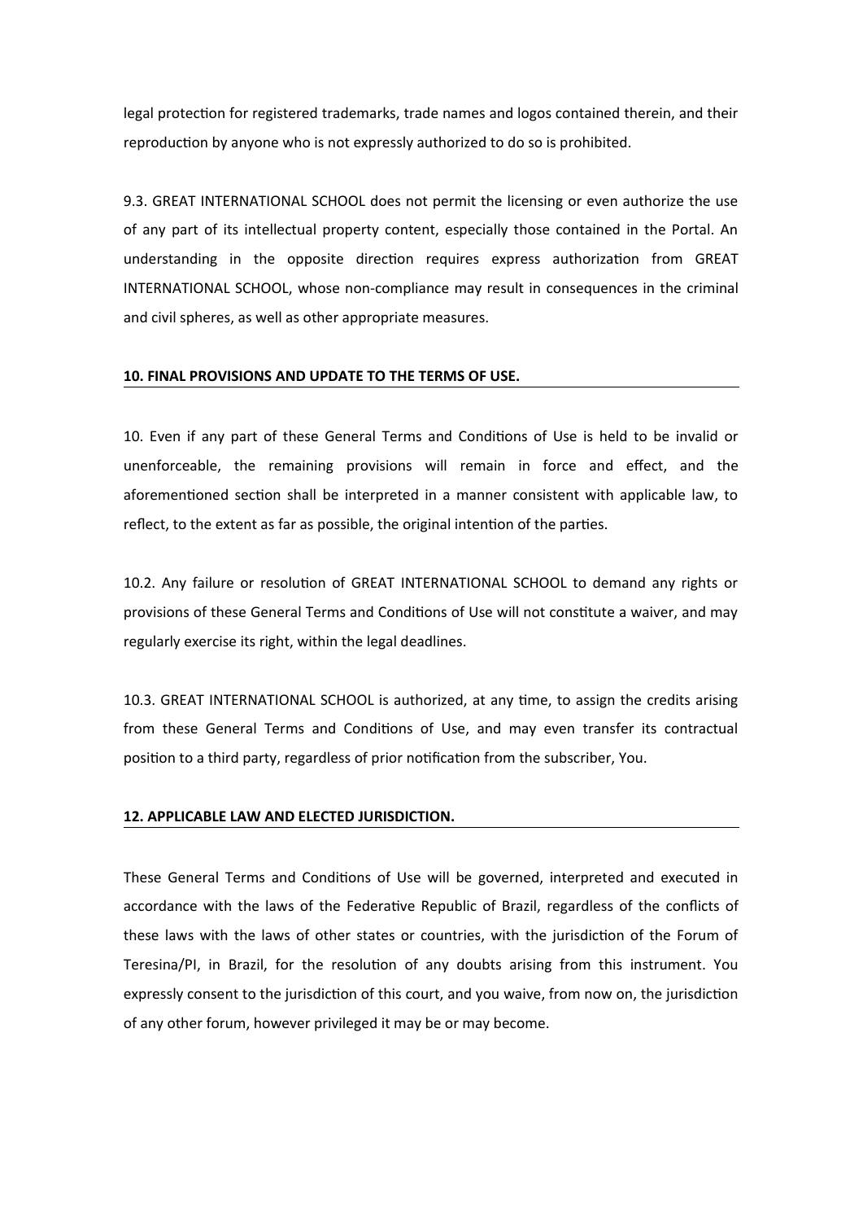legal protection for registered trademarks, trade names and logos contained therein, and their reproduction by anyone who is not expressly authorized to do so is prohibited.

9.3. GREAT INTERNATIONAL SCHOOL does not permit the licensing or even authorize the use of any part of its intellectual property content, especially those contained in the Portal. An understanding in the opposite direction requires express authorization from GREAT INTERNATIONAL SCHOOL, whose non-compliance may result in consequences in the criminal and civil spheres, as well as other appropriate measures.

**10. FINAL PROVISIONS AND UPDATE TO THE TERMS OF USE.**

10. Even if any part of these General Terms and Conditions of Use is held to be invalid or unenforceable, the remaining provisions will remain in force and effect, and the aforementioned section shall be interpreted in a manner consistent with applicable law, to reflect, to the extent as far as possible, the original intention of the parties.

10.2. Any failure or resolution of GREAT INTERNATIONAL SCHOOL to demand any rights or provisions of these General Terms and Conditions of Use will not constitute a waiver, and may regularly exercise its right, within the legal deadlines.

10.3. GREAT INTERNATIONAL SCHOOL is authorized, at any time, to assign the credits arising from these General Terms and Conditions of Use, and may even transfer its contractual position to a third party, regardless of prior notification from the subscriber, You.

**12. APPLICABLE LAW AND ELECTED JURISDICTION.**

These General Terms and Conditions of Use will be governed, interpreted and executed in accordance with the laws of the Federative Republic of Brazil, regardless of the conflicts of these laws with the laws of other states or countries, with the jurisdiction of the Forum of Teresina/PI, in Brazil, for the resolution of any doubts arising from this instrument. You expressly consent to the jurisdiction of this court, and you waive, from now on, the jurisdiction of any other forum, however privileged it may be or may become.